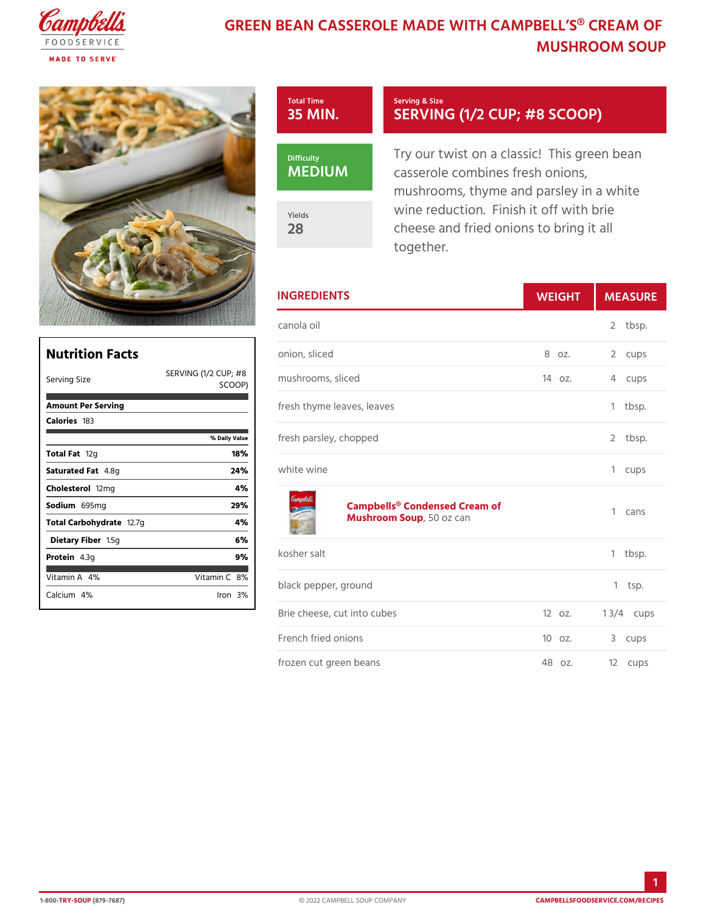# GREEN BEAN CASSEROLE MADE WITH CAMPBELL'S® CREAM OF MUSHROOM SOUP

**Total Time**
35 MIN.

**Serving & Size**
SERVING (1/2 CUP; #8 SCOOP)

**Difficulty**
MEDIUM

**Yields**
28

Try our twist on a classic! This green bean casserole combines fresh onions, mushrooms, thyme and parsley in a white wine reduction. Finish it off with brie cheese and fried onions to bring it all together.

## Nutrition Facts

| | |
|---|---|
| Serving Size | SERVING (1/2 CUP; #8 SCOOP) |
| **Amount Per Serving** | |
| **Calories** 183 | |
| | % Daily Value |
| **Total Fat** 12g | 18% |
| **Saturated Fat** 4.8g | 24% |
| **Cholesterol** 12mg | 4% |
| **Sodium** 695mg | 29% |
| **Total Carbohydrate** 12.7g | 4% |
| **Dietary Fiber** 1.5g | 6% |
| **Protein** 4.3g | 9% |
| Vitamin A 4% | Vitamin C 8% |
| Calcium 4% | Iron 3% |

## INGREDIENTS

| Ingredient | WEIGHT | MEASURE |
|---|---|---|
| canola oil | | 2 tbsp. |
| onion, sliced | 8 oz. | 2 cups |
| mushrooms, sliced | 14 oz. | 4 cups |
| fresh thyme leaves, leaves | | 1 tbsp. |
| fresh parsley, chopped | | 2 tbsp. |
| white wine | | 1 cups |
| **Campbells® Condensed Cream of Mushroom Soup**, 50 oz can | | 1 cans |
| kosher salt | | 1 tbsp. |
| black pepper, ground | | 1 tsp. |
| Brie cheese, cut into cubes | 12 oz. | 1 3/4 cups |
| French fried onions | 10 oz. | 3 cups |
| frozen cut green beans | 48 oz. | 12 cups |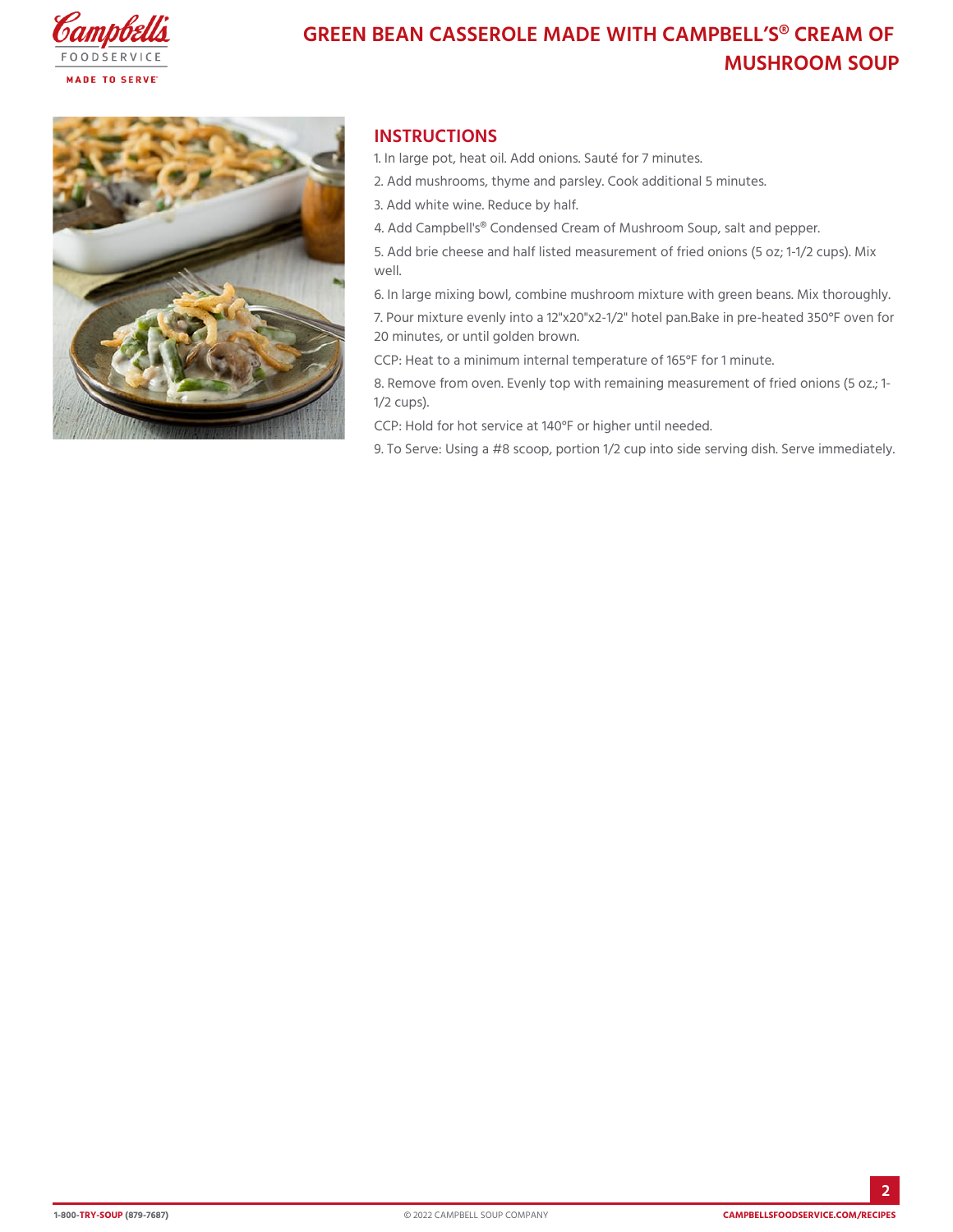# GREEN BEAN CASSEROLE MADE WITH CAMPBELL'S® CREAM OF MUSHROOM SOUP

## INSTRUCTIONS

1. In large pot, heat oil. Add onions. Sauté for 7 minutes.

2. Add mushrooms, thyme and parsley. Cook additional 5 minutes.

3. Add white wine. Reduce by half.

4. Add Campbell's® Condensed Cream of Mushroom Soup, salt and pepper.

5. Add brie cheese and half listed measurement of fried onions (5 oz; 1-1/2 cups). Mix well.

6. In large mixing bowl, combine mushroom mixture with green beans. Mix thoroughly.

7. Pour mixture evenly into a 12"x20"x2-1/2" hotel pan.Bake in pre-heated 350°F oven for 20 minutes, or until golden brown.

CCP: Heat to a minimum internal temperature of 165°F for 1 minute.

8. Remove from oven. Evenly top with remaining measurement of fried onions (5 oz.; 1-1/2 cups).

CCP: Hold for hot service at 140°F or higher until needed.

9. To Serve: Using a #8 scoop, portion 1/2 cup into side serving dish. Serve immediately.